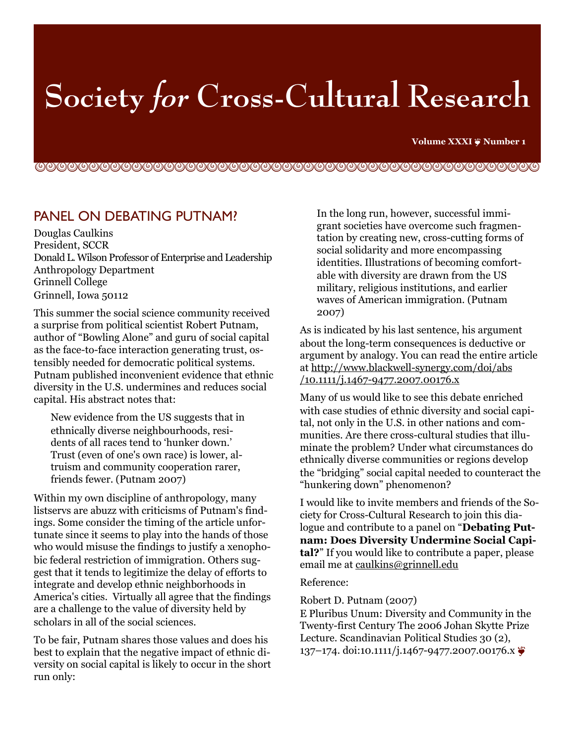# Society *for* Cross-Cultural Research

## PANEL ON DEBATING PUTNAM?

Douglas Caulkins
President, SCCR
Donald L. Wilson Professor of Enterprise and Leadership
Anthropology Department
Grinnell College
Grinnell, Iowa 50112

This summer the social science community received a surprise from political scientist Robert Putnam, author of "Bowling Alone" and guru of social capital as the face-to-face interaction generating trust, ostensibly needed for democratic political systems. Putnam published inconvenient evidence that ethnic diversity in the U.S. undermines and reduces social capital. His abstract notes that:

> New evidence from the US suggests that in ethnically diverse neighbourhoods, residents of all races tend to 'hunker down.' Trust (even of one's own race) is lower, altruism and community cooperation rarer, friends fewer. (Putnam 2007)

Within my own discipline of anthropology, many listservs are abuzz with criticisms of Putnam's findings. Some consider the timing of the article unfortunate since it seems to play into the hands of those who would misuse the findings to justify a xenophobic federal restriction of immigration. Others suggest that it tends to legitimize the delay of efforts to integrate and develop ethnic neighborhoods in America's cities. Virtually all agree that the findings are a challenge to the value of diversity held by scholars in all of the social sciences.

To be fair, Putnam shares those values and does his best to explain that the negative impact of ethnic diversity on social capital is likely to occur in the short run only:

> In the long run, however, successful immigrant societies have overcome such fragmentation by creating new, cross-cutting forms of social solidarity and more encompassing identities. Illustrations of becoming comfortable with diversity are drawn from the US military, religious institutions, and earlier waves of American immigration. (Putnam 2007)

As is indicated by his last sentence, his argument about the long-term consequences is deductive or argument by analogy. You can read the entire article at http://www.blackwell-synergy.com/doi/abs/10.1111/j.1467-9477.2007.00176.x

Many of us would like to see this debate enriched with case studies of ethnic diversity and social capital, not only in the U.S. in other nations and communities. Are there cross-cultural studies that illuminate the problem? Under what circumstances do ethnically diverse communities or regions develop the "bridging" social capital needed to counteract the "hunkering down" phenomenon?

I would like to invite members and friends of the Society for Cross-Cultural Research to join this dialogue and contribute to a panel on "**Debating Putnam: Does Diversity Undermine Social Capital?**" If you would like to contribute a paper, please email me at caulkins@grinnell.edu

Reference:

Robert D. Putnam (2007)
E Pluribus Unum: Diversity and Community in the Twenty-first Century The 2006 Johan Skytte Prize Lecture. Scandinavian Political Studies 30 (2), 137–174. doi:10.1111/j.1467-9477.2007.00176.x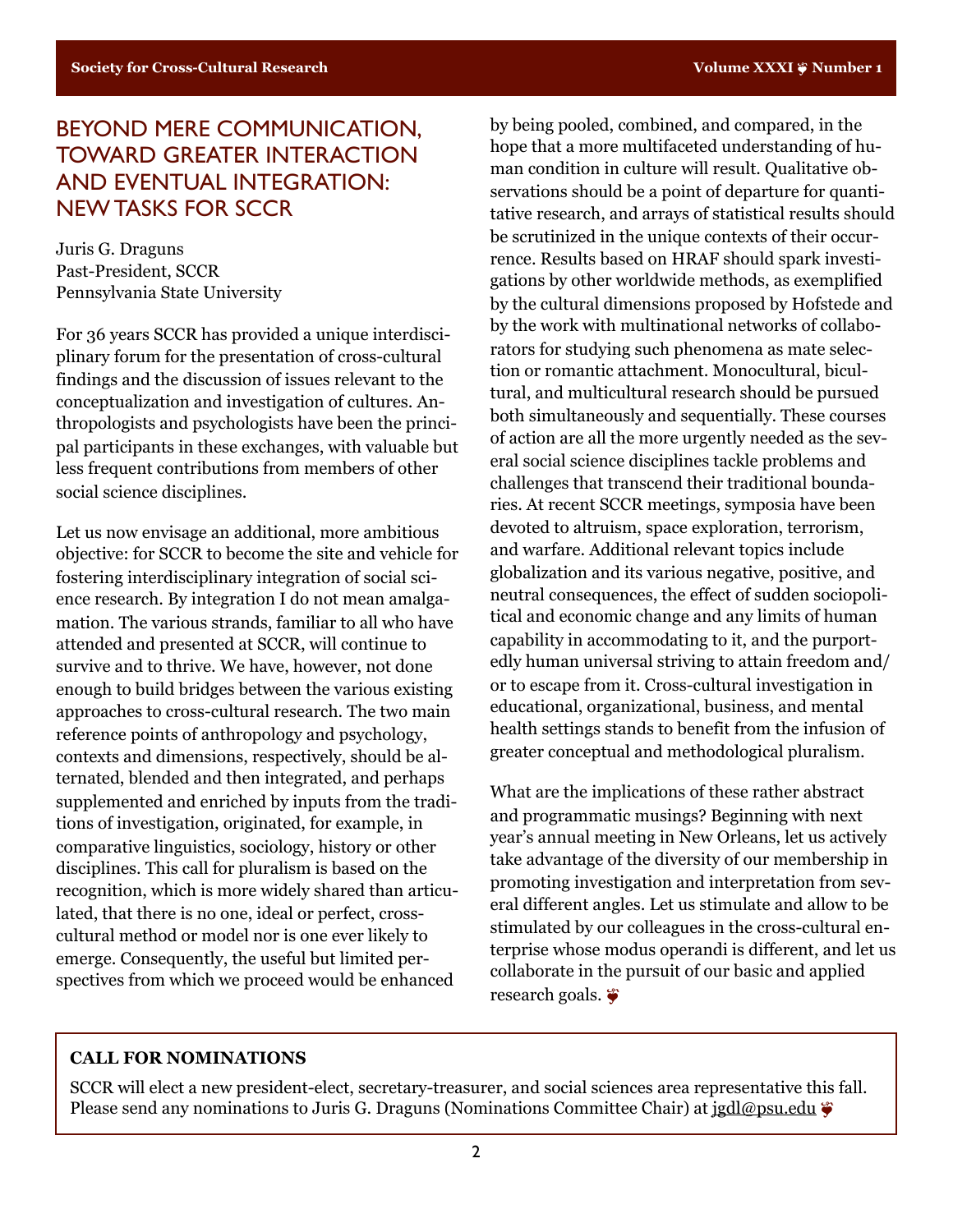# BEYOND MERE COMMUNICATION, TOWARD GREATER INTERACTION AND EVENTUAL INTEGRATION: NEW TASKS FOR SCCR

Juris G. Draguns
Past-President, SCCR
Pennsylvania State University

For 36 years SCCR has provided a unique interdisciplinary forum for the presentation of cross-cultural findings and the discussion of issues relevant to the conceptualization and investigation of cultures. Anthropologists and psychologists have been the principal participants in these exchanges, with valuable but less frequent contributions from members of other social science disciplines.

Let us now envisage an additional, more ambitious objective: for SCCR to become the site and vehicle for fostering interdisciplinary integration of social science research. By integration I do not mean amalgamation. The various strands, familiar to all who have attended and presented at SCCR, will continue to survive and to thrive. We have, however, not done enough to build bridges between the various existing approaches to cross-cultural research. The two main reference points of anthropology and psychology, contexts and dimensions, respectively, should be alternated, blended and then integrated, and perhaps supplemented and enriched by inputs from the traditions of investigation, originated, for example, in comparative linguistics, sociology, history or other disciplines. This call for pluralism is based on the recognition, which is more widely shared than articulated, that there is no one, ideal or perfect, cross-cultural method or model nor is one ever likely to emerge. Consequently, the useful but limited perspectives from which we proceed would be enhanced by being pooled, combined, and compared, in the hope that a more multifaceted understanding of human condition in culture will result. Qualitative observations should be a point of departure for quantitative research, and arrays of statistical results should be scrutinized in the unique contexts of their occurrence. Results based on HRAF should spark investigations by other worldwide methods, as exemplified by the cultural dimensions proposed by Hofstede and by the work with multinational networks of collaborators for studying such phenomena as mate selection or romantic attachment. Monocultural, bicultural, and multicultural research should be pursued both simultaneously and sequentially. These courses of action are all the more urgently needed as the several social science disciplines tackle problems and challenges that transcend their traditional boundaries. At recent SCCR meetings, symposia have been devoted to altruism, space exploration, terrorism, and warfare. Additional relevant topics include globalization and its various negative, positive, and neutral consequences, the effect of sudden sociopolitical and economic change and any limits of human capability in accommodating to it, and the purportedly human universal striving to attain freedom and/or to escape from it. Cross-cultural investigation in educational, organizational, business, and mental health settings stands to benefit from the infusion of greater conceptual and methodological pluralism.

What are the implications of these rather abstract and programmatic musings? Beginning with next year's annual meeting in New Orleans, let us actively take advantage of the diversity of our membership in promoting investigation and interpretation from several different angles. Let us stimulate and allow to be stimulated by our colleagues in the cross-cultural enterprise whose modus operandi is different, and let us collaborate in the pursuit of our basic and applied research goals. ❦

**CALL FOR NOMINATIONS**

SCCR will elect a new president-elect, secretary-treasurer, and social sciences area representative this fall. Please send any nominations to Juris G. Draguns (Nominations Committee Chair) at jgdl@psu.edu ❦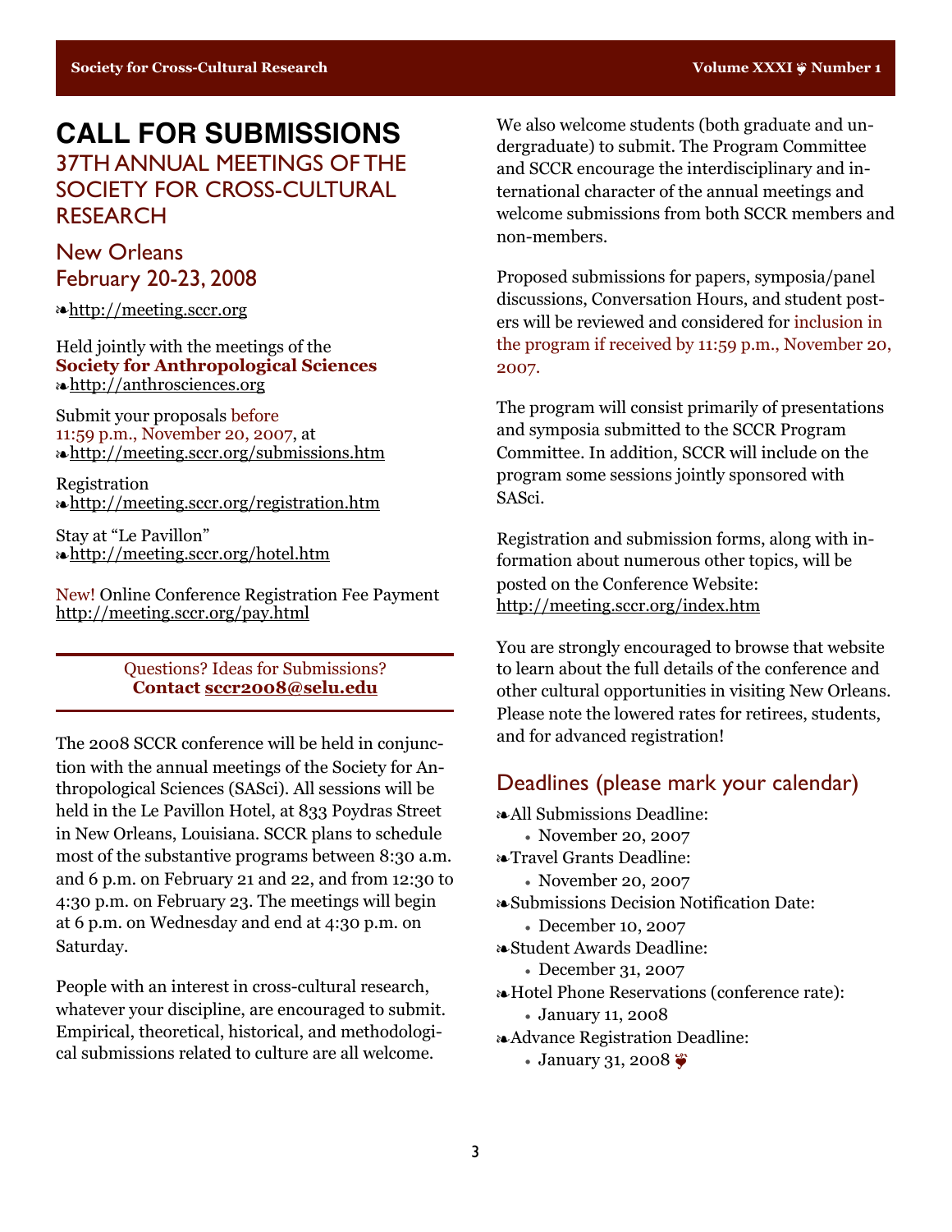# CALL FOR SUBMISSIONS

## 37TH ANNUAL MEETINGS OF THE SOCIETY FOR CROSS-CULTURAL RESEARCH

## New Orleans
## February 20-23, 2008

❧http://meeting.sccr.org

Held jointly with the meetings of the
**Society for Anthropological Sciences**
❧http://anthrosciences.org

Submit your proposals before 11:59 p.m., November 20, 2007, at
❧http://meeting.sccr.org/submissions.htm

Registration
❧http://meeting.sccr.org/registration.htm

Stay at "Le Pavillon"
❧http://meeting.sccr.org/hotel.htm

New! Online Conference Registration Fee Payment
http://meeting.sccr.org/pay.html

---

Questions? Ideas for Submissions?
**Contact sccr2008@selu.edu**

---

The 2008 SCCR conference will be held in conjunction with the annual meetings of the Society for Anthropological Sciences (SASci). All sessions will be held in the Le Pavillon Hotel, at 833 Poydras Street in New Orleans, Louisiana. SCCR plans to schedule most of the substantive programs between 8:30 a.m. and 6 p.m. on February 21 and 22, and from 12:30 to 4:30 p.m. on February 23. The meetings will begin at 6 p.m. on Wednesday and end at 4:30 p.m. on Saturday.

People with an interest in cross-cultural research, whatever your discipline, are encouraged to submit. Empirical, theoretical, historical, and methodological submissions related to culture are all welcome.

We also welcome students (both graduate and undergraduate) to submit. The Program Committee and SCCR encourage the interdisciplinary and international character of the annual meetings and welcome submissions from both SCCR members and non-members.

Proposed submissions for papers, symposia/panel discussions, Conversation Hours, and student posters will be reviewed and considered for inclusion in the program if received by 11:59 p.m., November 20, 2007.

The program will consist primarily of presentations and symposia submitted to the SCCR Program Committee. In addition, SCCR will include on the program some sessions jointly sponsored with SASci.

Registration and submission forms, along with information about numerous other topics, will be posted on the Conference Website:
http://meeting.sccr.org/index.htm

You are strongly encouraged to browse that website to learn about the full details of the conference and other cultural opportunities in visiting New Orleans. Please note the lowered rates for retirees, students, and for advanced registration!

## Deadlines (please mark your calendar)

❧All Submissions Deadline:
- November 20, 2007

❧Travel Grants Deadline:
- November 20, 2007

❧Submissions Decision Notification Date:
- December 10, 2007

❧Student Awards Deadline:
- December 31, 2007

❧Hotel Phone Reservations (conference rate):
- January 11, 2008

❧Advance Registration Deadline:
- January 31, 2008 ❦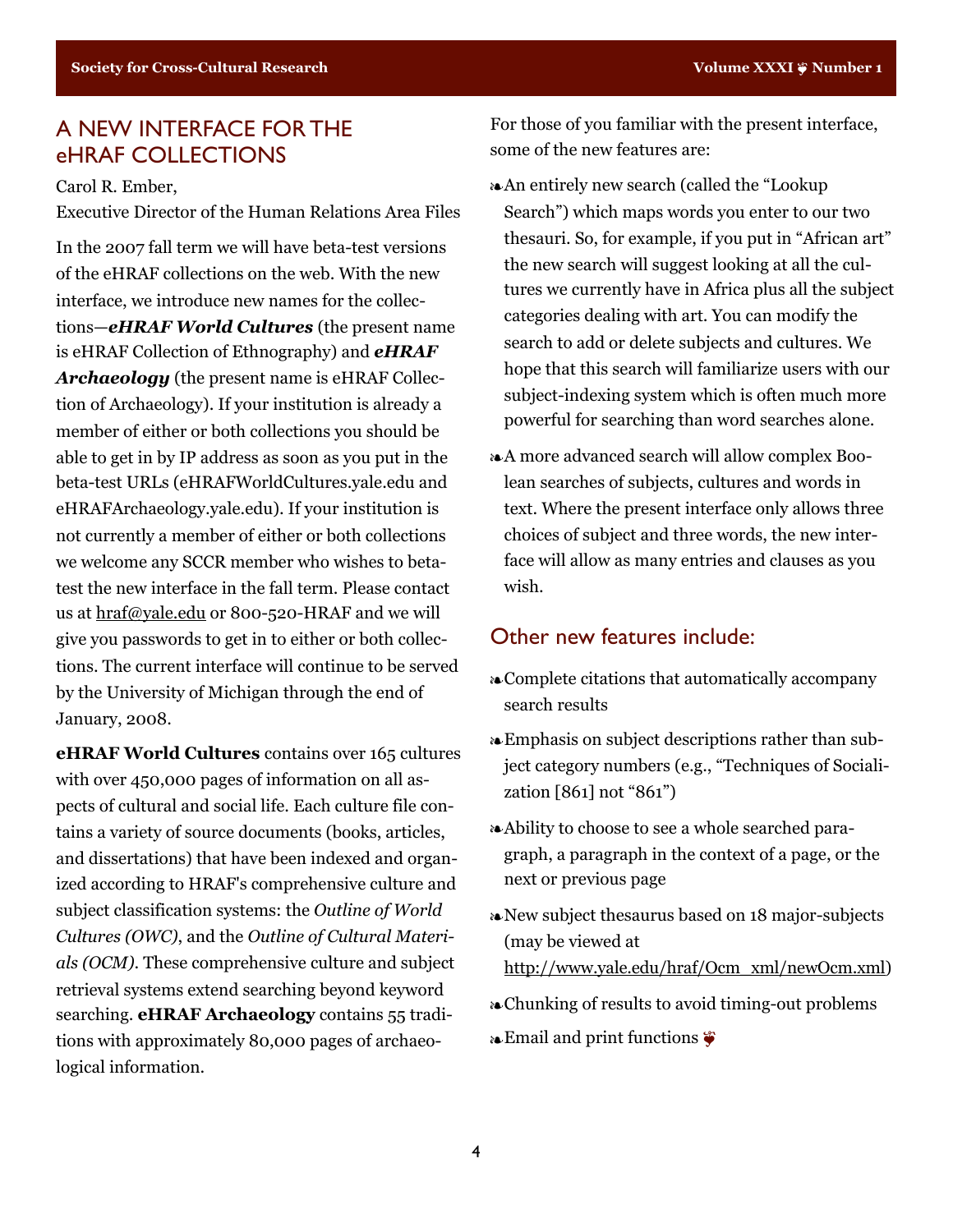## A NEW INTERFACE FOR THE eHRAF COLLECTIONS

Carol R. Ember,
Executive Director of the Human Relations Area Files

In the 2007 fall term we will have beta-test versions of the eHRAF collections on the web. With the new interface, we introduce new names for the collections—***eHRAF World Cultures*** (the present name is eHRAF Collection of Ethnography) and ***eHRAF Archaeology*** (the present name is eHRAF Collection of Archaeology). If your institution is already a member of either or both collections you should be able to get in by IP address as soon as you put in the beta-test URLs (eHRAFWorldCultures.yale.edu and eHRAFArchaeology.yale.edu). If your institution is not currently a member of either or both collections we welcome any SCCR member who wishes to beta-test the new interface in the fall term. Please contact us at hraf@yale.edu or 800-520-HRAF and we will give you passwords to get in to either or both collections. The current interface will continue to be served by the University of Michigan through the end of January, 2008.

**eHRAF World Cultures** contains over 165 cultures with over 450,000 pages of information on all aspects of cultural and social life. Each culture file contains a variety of source documents (books, articles, and dissertations) that have been indexed and organized according to HRAF's comprehensive culture and subject classification systems: the *Outline of World Cultures (OWC)*, and the *Outline of Cultural Materials (OCM)*. These comprehensive culture and subject retrieval systems extend searching beyond keyword searching. **eHRAF Archaeology** contains 55 traditions with approximately 80,000 pages of archaeological information.

For those of you familiar with the present interface, some of the new features are:

- An entirely new search (called the "Lookup Search") which maps words you enter to our two thesauri. So, for example, if you put in "African art" the new search will suggest looking at all the cultures we currently have in Africa plus all the subject categories dealing with art. You can modify the search to add or delete subjects and cultures. We hope that this search will familiarize users with our subject-indexing system which is often much more powerful for searching than word searches alone.
- A more advanced search will allow complex Boolean searches of subjects, cultures and words in text. Where the present interface only allows three choices of subject and three words, the new interface will allow as many entries and clauses as you wish.

### Other new features include:

- Complete citations that automatically accompany search results
- Emphasis on subject descriptions rather than subject category numbers (e.g., "Techniques of Socialization [861] not "861")
- Ability to choose to see a whole searched paragraph, a paragraph in the context of a page, or the next or previous page
- New subject thesaurus based on 18 major-subjects (may be viewed at http://www.yale.edu/hraf/Ocm_xml/newOcm.xml)
- Chunking of results to avoid timing-out problems
- Email and print functions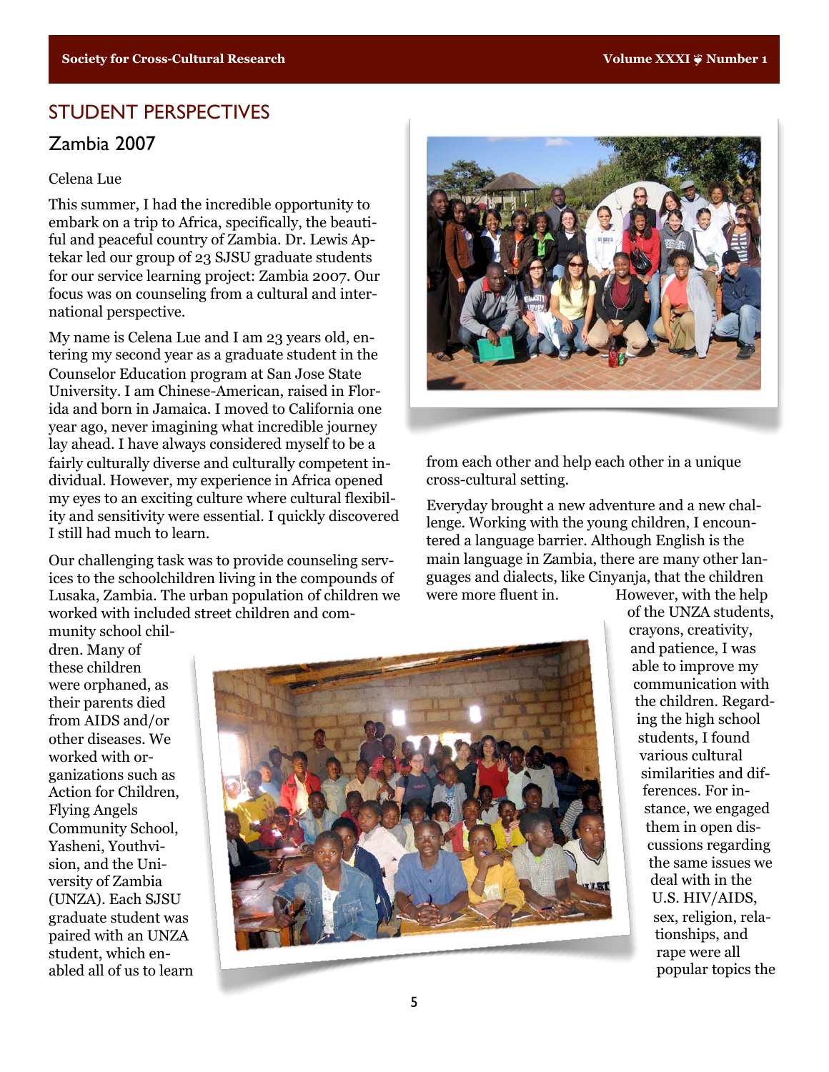## STUDENT PERSPECTIVES

### Zambia 2007

Celena Lue

This summer, I had the incredible opportunity to embark on a trip to Africa, specifically, the beautiful and peaceful country of Zambia. Dr. Lewis Aptekar led our group of 23 SJSU graduate students for our service learning project: Zambia 2007. Our focus was on counseling from a cultural and international perspective.

My name is Celena Lue and I am 23 years old, entering my second year as a graduate student in the Counselor Education program at San Jose State University. I am Chinese-American, raised in Florida and born in Jamaica. I moved to California one year ago, never imagining what incredible journey lay ahead. I have always considered myself to be a fairly culturally diverse and culturally competent individual. However, my experience in Africa opened my eyes to an exciting culture where cultural flexibility and sensitivity were essential. I quickly discovered I still had much to learn.

Our challenging task was to provide counseling services to the schoolchildren living in the compounds of Lusaka, Zambia. The urban population of children we worked with included street children and community school children. Many of these children were orphaned, as their parents died from AIDS and/or other diseases. We worked with organizations such as Action for Children, Flying Angels Community School, Yasheni, Youthvision, and the University of Zambia (UNZA). Each SJSU graduate student was paired with an UNZA student, which enabled all of us to learn from each other and help each other in a unique cross-cultural setting.

Everyday brought a new adventure and a new challenge. Working with the young children, I encountered a language barrier. Although English is the main language in Zambia, there are many other languages and dialects, like Cinyanja, that the children were more fluent in. However, with the help of the UNZA students, crayons, creativity, and patience, I was able to improve my communication with the children. Regarding the high school students, I found various cultural similarities and differences. For instance, we engaged them in open discussions regarding the same issues we deal with in the U.S. HIV/AIDS, sex, religion, relationships, and rape were all popular topics the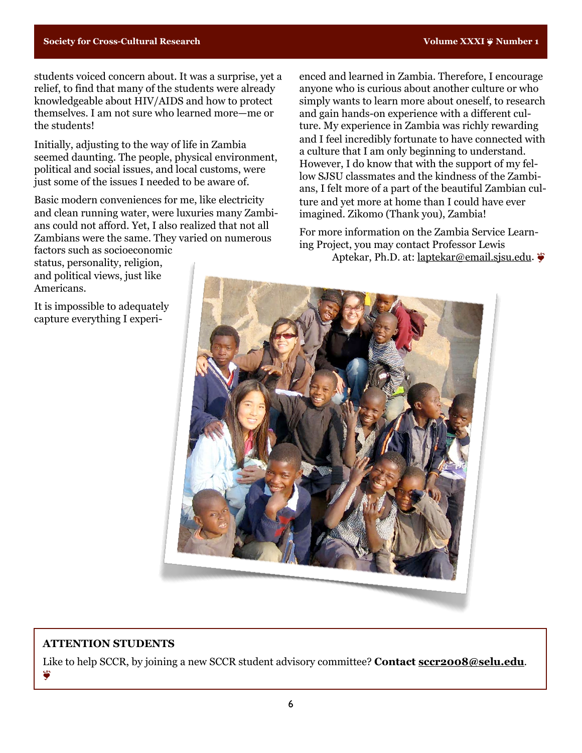students voiced concern about. It was a surprise, yet a relief, to find that many of the students were already knowledgeable about HIV/AIDS and how to protect themselves. I am not sure who learned more—me or the students!

Initially, adjusting to the way of life in Zambia seemed daunting. The people, physical environment, political and social issues, and local customs, were just some of the issues I needed to be aware of.

Basic modern conveniences for me, like electricity and clean running water, were luxuries many Zambians could not afford. Yet, I also realized that not all Zambians were the same. They varied on numerous factors such as socioeconomic status, personality, religion, and political views, just like Americans.

It is impossible to adequately capture everything I experienced and learned in Zambia. Therefore, I encourage anyone who is curious about another culture or who simply wants to learn more about oneself, to research and gain hands-on experience with a different culture. My experience in Zambia was richly rewarding and I feel incredibly fortunate to have connected with a culture that I am only beginning to understand. However, I do know that with the support of my fellow SJSU classmates and the kindness of the Zambians, I felt more of a part of the beautiful Zambian culture and yet more at home than I could have ever imagined. Zikomo (Thank you), Zambia!

For more information on the Zambia Service Learning Project, you may contact Professor Lewis Aptekar, Ph.D. at: laptekar@email.sjsu.edu. ❦

**ATTENTION STUDENTS**

Like to help SCCR, by joining a new SCCR student advisory committee? **Contact sccr2008@selu.edu**. ❦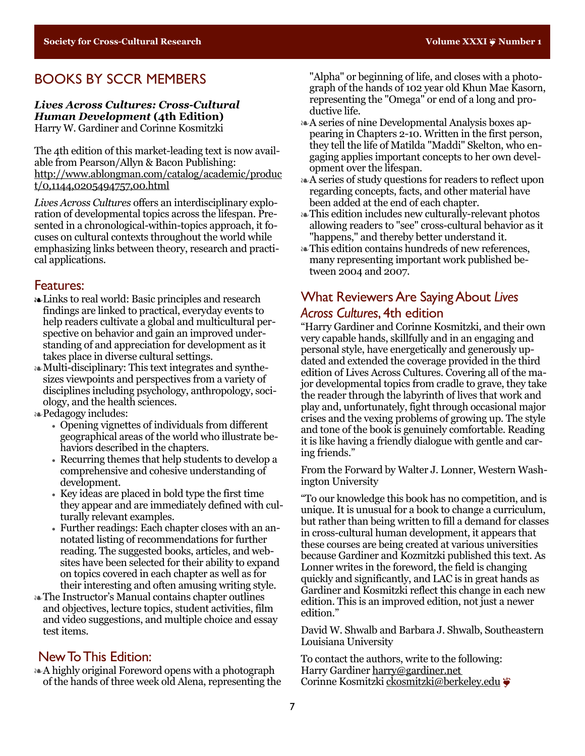## BOOKS BY SCCR MEMBERS

***Lives Across Cultures: Cross-Cultural Human Development* (4th Edition)**
Harry W. Gardiner and Corinne Kosmitzki

The 4th edition of this market-leading text is now available from Pearson/Allyn & Bacon Publishing: http://www.ablongman.com/catalog/academic/product/0,1144,0205494757,00.html

*Lives Across Cultures* offers an interdisciplinary exploration of developmental topics across the lifespan. Presented in a chronological-within-topics approach, it focuses on cultural contexts throughout the world while emphasizing links between theory, research and practical applications.

### Features:

- Links to real world: Basic principles and research findings are linked to practical, everyday events to help readers cultivate a global and multicultural perspective on behavior and gain an improved understanding of and appreciation for development as it takes place in diverse cultural settings.
- Multi-disciplinary: This text integrates and synthesizes viewpoints and perspectives from a variety of disciplines including psychology, anthropology, sociology, and the health sciences.
- Pedagogy includes:
  - Opening vignettes of individuals from different geographical areas of the world who illustrate behaviors described in the chapters.
  - Recurring themes that help students to develop a comprehensive and cohesive understanding of development.
  - Key ideas are placed in bold type the first time they appear and are immediately defined with culturally relevant examples.
  - Further readings: Each chapter closes with an annotated listing of recommendations for further reading. The suggested books, articles, and websites have been selected for their ability to expand on topics covered in each chapter as well as for their interesting and often amusing writing style.
- The Instructor's Manual contains chapter outlines and objectives, lecture topics, student activities, film and video suggestions, and multiple choice and essay test items.

### New To This Edition:

- A highly original Foreword opens with a photograph of the hands of three week old Alena, representing the "Alpha" or beginning of life, and closes with a photograph of the hands of 102 year old Khun Mae Kasorn, representing the "Omega" or end of a long and productive life.
- A series of nine Developmental Analysis boxes appearing in Chapters 2-10. Written in the first person, they tell the life of Matilda "Maddi" Skelton, who engaging applies important concepts to her own development over the lifespan.
- A series of study questions for readers to reflect upon regarding concepts, facts, and other material have been added at the end of each chapter.
- This edition includes new culturally-relevant photos allowing readers to "see" cross-cultural behavior as it "happens," and thereby better understand it.
- This edition contains hundreds of new references, many representing important work published between 2004 and 2007.

### What Reviewers Are Saying About *Lives Across Cultures*, 4th edition

"Harry Gardiner and Corinne Kosmitzki, and their own very capable hands, skillfully and in an engaging and personal style, have energetically and generously updated and extended the coverage provided in the third edition of Lives Across Cultures. Covering all of the major developmental topics from cradle to grave, they take the reader through the labyrinth of lives that work and play and, unfortunately, fight through occasional major crises and the vexing problems of growing up. The style and tone of the book is genuinely comfortable. Reading it is like having a friendly dialogue with gentle and caring friends."

From the Forward by Walter J. Lonner, Western Washington University

"To our knowledge this book has no competition, and is unique. It is unusual for a book to change a curriculum, but rather than being written to fill a demand for classes in cross-cultural human development, it appears that these courses are being created at various universities because Gardiner and Kozmitzki published this text. As Lonner writes in the foreword, the field is changing quickly and significantly, and LAC is in great hands as Gardiner and Kosmitzki reflect this change in each new edition. This is an improved edition, not just a newer edition."

David W. Shwalb and Barbara J. Shwalb, Southeastern Louisiana University

To contact the authors, write to the following:
Harry Gardiner harry@gardiner.net
Corinne Kosmitzki ckosmitzki@berkeley.edu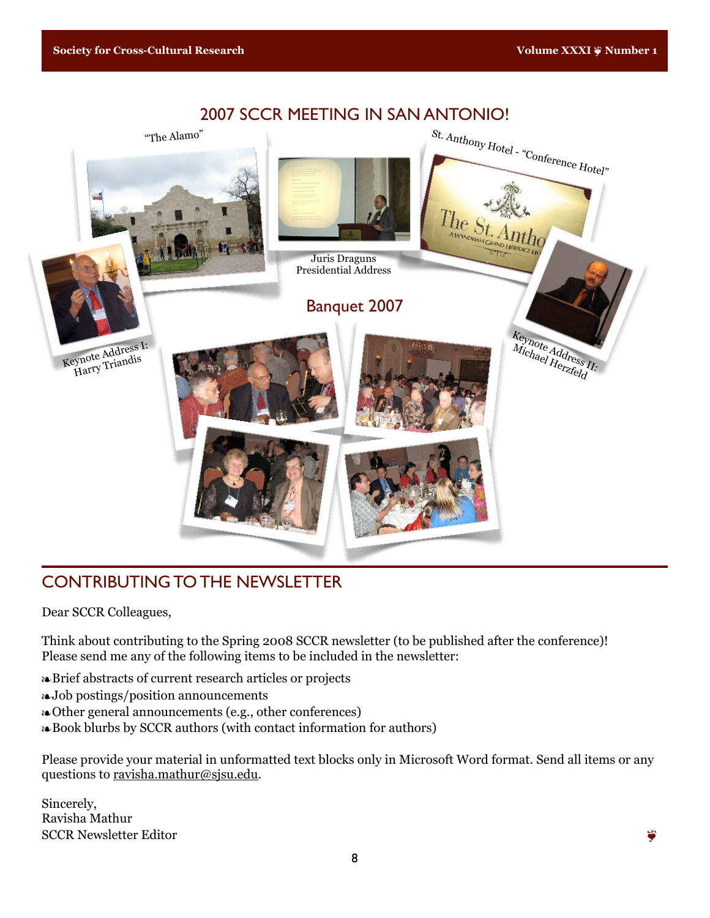## 2007 SCCR MEETING IN SAN ANTONIO!

"The Alamo"

Juris Draguns
Presidential Address

St. Anthony Hotel - "Conference Hotel"

Keynote Address I:
Harry Triandis

Banquet 2007

Keynote Address II:
Michael Herzfeld

## CONTRIBUTING TO THE NEWSLETTER

Dear SCCR Colleagues,

Think about contributing to the Spring 2008 SCCR newsletter (to be published after the conference)! Please send me any of the following items to be included in the newsletter:

- Brief abstracts of current research articles or projects
- Job postings/position announcements
- Other general announcements (e.g., other conferences)
- Book blurbs by SCCR authors (with contact information for authors)

Please provide your material in unformatted text blocks only in Microsoft Word format. Send all items or any questions to ravisha.mathur@sjsu.edu.

Sincerely,
Ravisha Mathur
SCCR Newsletter Editor